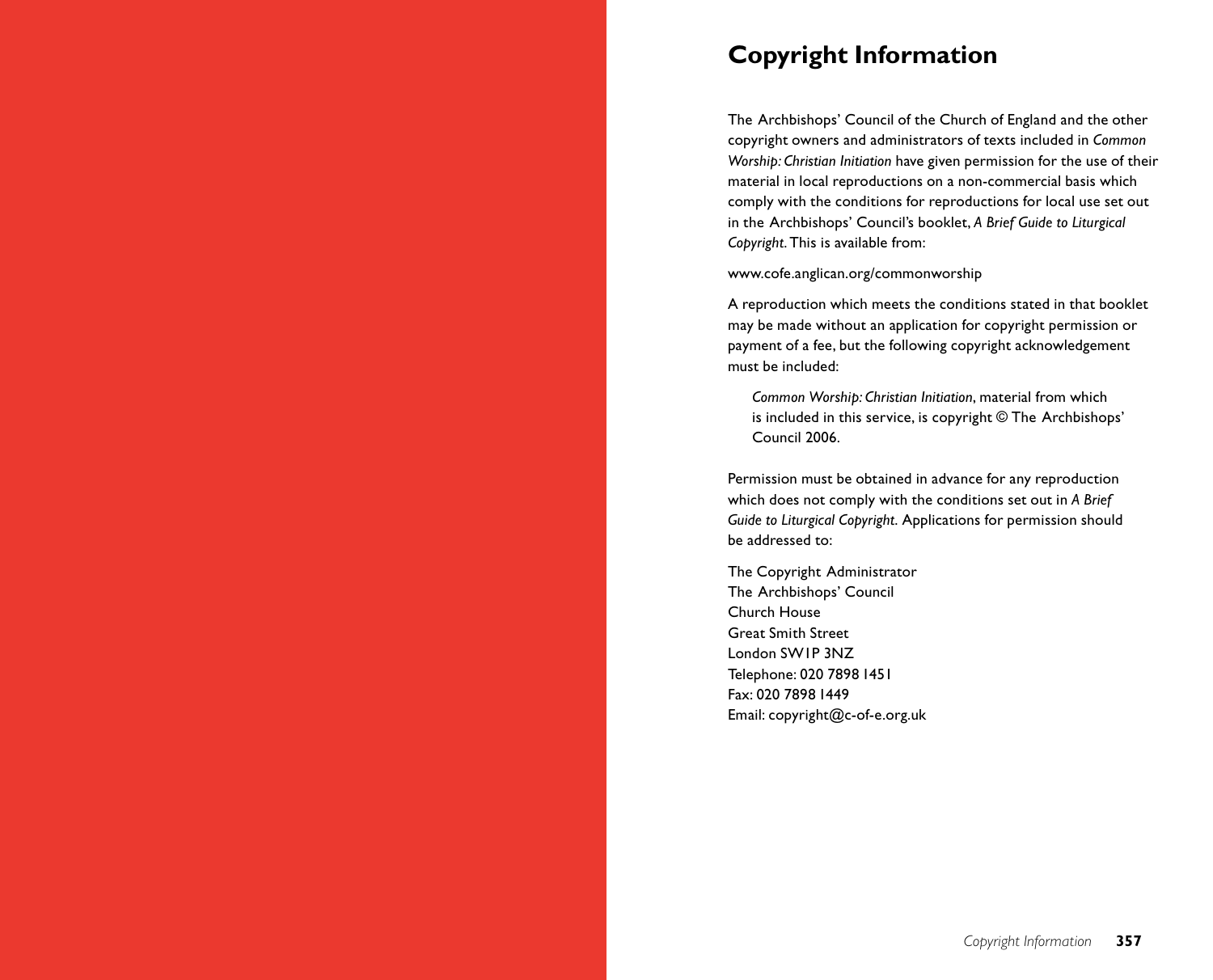# Copyright Information

The Archbishops' Council of the Church of England and the other copyright owners and administrators of texts included in *Common Worship: Christian Initiation* have given permission for the use of their material in local reproductions on a non-commercial basis which comply with the conditions for reproductions for local use set out in the Archbishops' Council's booklet, *A Brief Guide to Liturgical Copyright*. This is available from:

www.cofe.anglican.org/commonworship

A reproduction which meets the conditions stated in that booklet may be made without an application for copyright permission or payment of a fee, but the following copyright acknowledgement must be included:

> *Common Worship: Christian Initiation*, material from which is included in this service, is copyright © The Archbishops' Council 2006.

Permission must be obtained in advance for any reproduction which does not comply with the conditions set out in *A Brief Guide to Liturgical Copyright*. Applications for permission should be addressed to:

The Copyright Administrator
The Archbishops' Council
Church House
Great Smith Street
London SW1P 3NZ
Telephone: 020 7898 1451
Fax: 020 7898 1449
Email: copyright@c-of-e.org.uk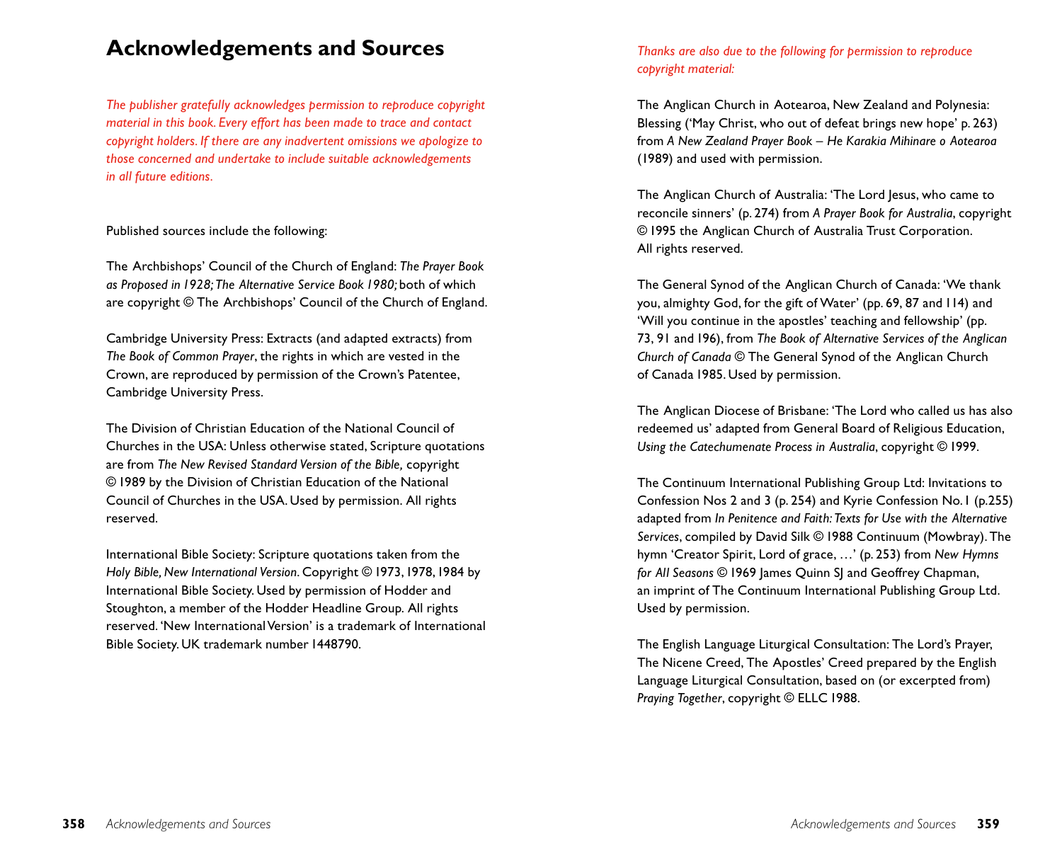# Acknowledgements and Sources

*The publisher gratefully acknowledges permission to reproduce copyright material in this book. Every effort has been made to trace and contact copyright holders. If there are any inadvertent omissions we apologize to those concerned and undertake to include suitable acknowledgements in all future editions.*

Published sources include the following:

The Archbishops' Council of the Church of England: *The Prayer Book as Proposed in 1928; The Alternative Service Book 1980;* both of which are copyright © The Archbishops' Council of the Church of England.

Cambridge University Press: Extracts (and adapted extracts) from *The Book of Common Prayer*, the rights in which are vested in the Crown, are reproduced by permission of the Crown's Patentee, Cambridge University Press.

The Division of Christian Education of the National Council of Churches in the USA: Unless otherwise stated, Scripture quotations are from *The New Revised Standard Version of the Bible,* copyright © 1989 by the Division of Christian Education of the National Council of Churches in the USA. Used by permission. All rights reserved.

International Bible Society: Scripture quotations taken from the *Holy Bible, New International Version*. Copyright © 1973, 1978, 1984 by International Bible Society. Used by permission of Hodder and Stoughton, a member of the Hodder Headline Group. All rights reserved. 'New International Version' is a trademark of International Bible Society. UK trademark number 1448790.

*Thanks are also due to the following for permission to reproduce copyright material:*

The Anglican Church in Aotearoa, New Zealand and Polynesia: Blessing ('May Christ, who out of defeat brings new hope' p. 263) from *A New Zealand Prayer Book – He Karakia Mihinare o Aotearoa* (1989) and used with permission.

The Anglican Church of Australia: 'The Lord Jesus, who came to reconcile sinners' (p. 274) from *A Prayer Book for Australia*, copyright © 1995 the Anglican Church of Australia Trust Corporation. All rights reserved.

The General Synod of the Anglican Church of Canada: 'We thank you, almighty God, for the gift of Water' (pp. 69, 87 and 114) and 'Will you continue in the apostles' teaching and fellowship' (pp. 73, 91 and 196), from *The Book of Alternative Services of the Anglican Church of Canada* © The General Synod of the Anglican Church of Canada 1985. Used by permission.

The Anglican Diocese of Brisbane: 'The Lord who called us has also redeemed us' adapted from General Board of Religious Education, *Using the Catechumenate Process in Australia*, copyright © 1999.

The Continuum International Publishing Group Ltd: Invitations to Confession Nos 2 and 3 (p. 254) and Kyrie Confession No. 1 (p.255) adapted from *In Penitence and Faith: Texts for Use with the Alternative Services*, compiled by David Silk © 1988 Continuum (Mowbray). The hymn 'Creator Spirit, Lord of grace, …' (p. 253) from *New Hymns for All Seasons* © 1969 James Quinn SJ and Geoffrey Chapman, an imprint of The Continuum International Publishing Group Ltd. Used by permission.

The English Language Liturgical Consultation: The Lord's Prayer, The Nicene Creed, The Apostles' Creed prepared by the English Language Liturgical Consultation, based on (or excerpted from) *Praying Together*, copyright © ELLC 1988.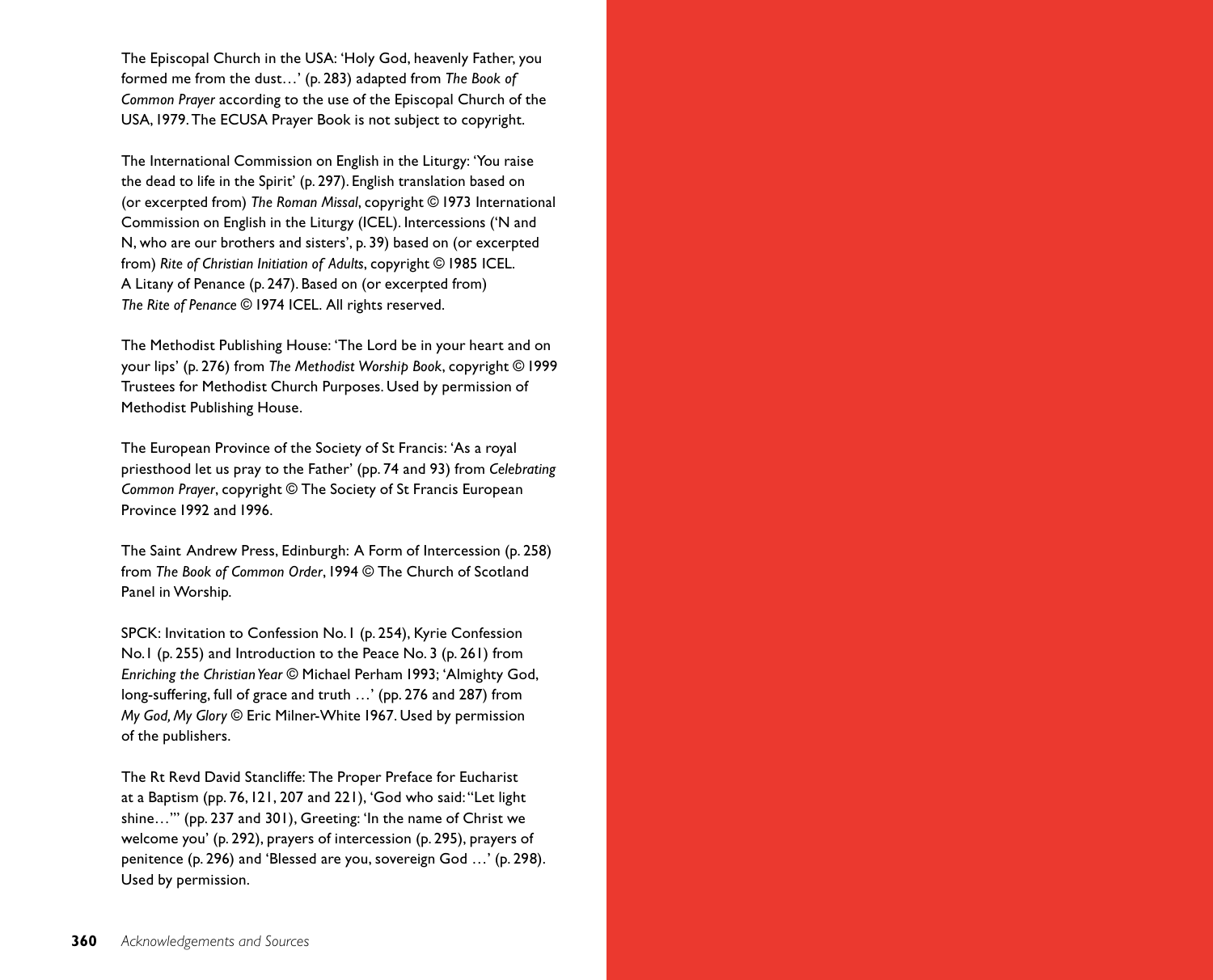The Episcopal Church in the USA: 'Holy God, heavenly Father, you formed me from the dust…' (p. 283) adapted from *The Book of Common Prayer* according to the use of the Episcopal Church of the USA, 1979. The ECUSA Prayer Book is not subject to copyright.

The International Commission on English in the Liturgy: 'You raise the dead to life in the Spirit' (p. 297). English translation based on (or excerpted from) *The Roman Missal*, copyright © 1973 International Commission on English in the Liturgy (ICEL). Intercessions ('N and N, who are our brothers and sisters', p. 39) based on (or excerpted from) *Rite of Christian Initiation of Adults*, copyright © 1985 ICEL. A Litany of Penance (p. 247). Based on (or excerpted from) *The Rite of Penance* © 1974 ICEL. All rights reserved.

The Methodist Publishing House: 'The Lord be in your heart and on your lips' (p. 276) from *The Methodist Worship Book*, copyright © 1999 Trustees for Methodist Church Purposes. Used by permission of Methodist Publishing House.

The European Province of the Society of St Francis: 'As a royal priesthood let us pray to the Father' (pp. 74 and 93) from *Celebrating Common Prayer*, copyright © The Society of St Francis European Province 1992 and 1996.

The Saint Andrew Press, Edinburgh: A Form of Intercession (p. 258) from *The Book of Common Order*, 1994 © The Church of Scotland Panel in Worship.

SPCK: Invitation to Confession No. 1 (p. 254), Kyrie Confession No. 1 (p. 255) and Introduction to the Peace No. 3 (p. 261) from *Enriching the Christian Year* © Michael Perham 1993; 'Almighty God, long-suffering, full of grace and truth …' (pp. 276 and 287) from *My God, My Glory* © Eric Milner-White 1967. Used by permission of the publishers.

The Rt Revd David Stancliffe: The Proper Preface for Eucharist at a Baptism (pp. 76, 121, 207 and 221), 'God who said: "Let light shine…"' (pp. 237 and 301), Greeting: 'In the name of Christ we welcome you' (p. 292), prayers of intercession (p. 295), prayers of penitence (p. 296) and 'Blessed are you, sovereign God …' (p. 298). Used by permission.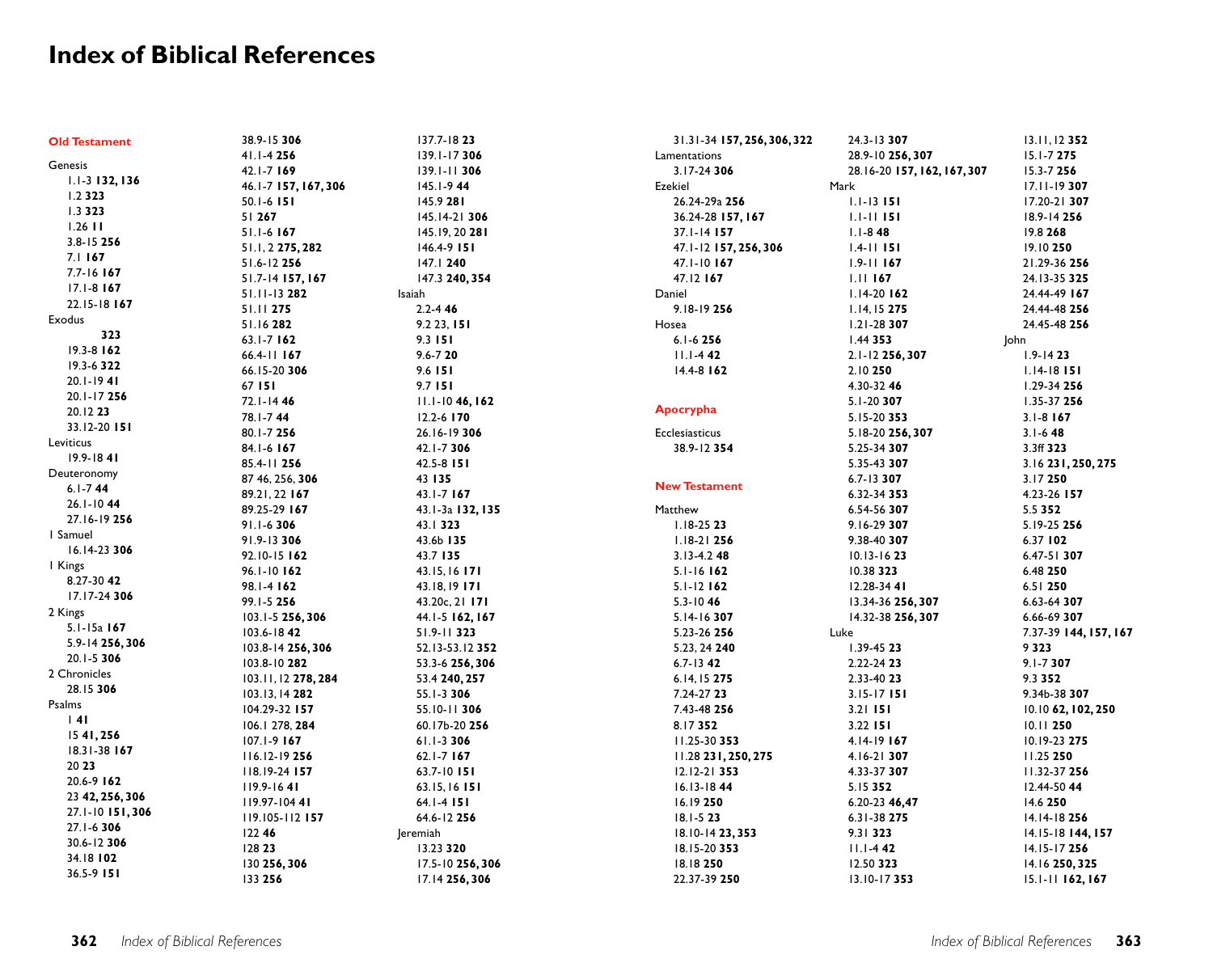# Index of Biblical References

## Old Testament

Genesis
- 1.1-3 **132, 136**
- 1.2 **323**
- 1.3 **323**
- 1.26 **11**
- 3.8-15 **256**
- 7.1 **167**
- 7.7-16 **167**
- 17.1-8 **167**
- 22.15-18 **167**

Exodus
- **323**
- 19.3-8 **162**
- 19.3-6 **322**
- 20.1-19 **41**
- 20.1-17 **256**
- 20.12 **23**
- 33.12-20 **151**

Leviticus
- 19.9-18 **41**

Deuteronomy
- 6.1-7 **44**
- 26.1-10 **44**
- 27.16-19 **256**

1 Samuel
- 16.14-23 **306**

1 Kings
- 8.27-30 **42**
- 17.17-24 **306**

2 Kings
- 5.1-15a **167**
- 5.9-14 **256, 306**
- 20.1-5 **306**

2 Chronicles
- 28.15 **306**

Psalms
- 1 **41**
- 15 **41, 256**
- 18.31-38 **167**
- 20 **23**
- 20.6-9 **162**
- 23 **42, 256, 306**
- 27.1-10 **151, 306**
- 27.1-6 **306**
- 30.6-12 **306**
- 34.18 **102**
- 36.5-9 **151**
- 38.9-15 **306**
- 41.1-4 **256**
- 42.1-7 **169**
- 46.1-7 **157, 167, 306**
- 50.1-6 **151**
- 51 **267**
- 51.1-6 **167**
- 51.1, 2 **275, 282**
- 51.6-12 **256**
- 51.7-14 **157, 167**
- 51.11-13 **282**
- 51.11 **275**
- 51.16 **282**
- 63.1-7 **162**
- 66.4-11 **167**
- 66.15-20 **306**
- 67 **151**
- 72.1-14 **46**
- 78.1-7 **44**
- 80.1-7 **256**
- 84.1-6 **167**
- 85.4-11 **256**
- 87 46, 256, **306**
- 89.21, 22 **167**
- 89.25-29 **167**
- 91.1-6 **306**
- 91.9-13 **306**
- 92.10-15 **162**
- 96.1-10 **162**
- 98.1-4 **162**
- 99.1-5 **256**
- 103.1-5 **256, 306**
- 103.6-18 **42**
- 103.8-14 **256, 306**
- 103.8-10 **282**
- 103.11, 12 **278, 284**
- 103.13, 14 **282**
- 104.29-32 **157**
- 106.1 278, **284**
- 107.1-9 **167**
- 116.12-19 **256**
- 118.19-24 **157**
- 119.9-16 **41**
- 119.97-104 **41**
- 119.105-112 **157**
- 122 **46**
- 128 **23**
- 130 **256, 306**
- 133 **256**
- 137.7-18 **23**
- 139.1-17 **306**
- 139.1-11 **306**
- 145.1-9 **44**
- 145.9 **281**
- 145.14-21 **306**
- 145.19, 20 **281**
- 146.4-9 **151**
- 147.1 **240**
- 147.3 **240, 354**

Isaiah
- 2.2-4 **46**
- 9.2 23, **151**
- 9.3 **151**
- 9.6-7 **20**
- 9.6 **151**
- 9.7 **151**
- 11.1-10 **46, 162**
- 12.2-6 **170**
- 26.16-19 **306**
- 42.1-7 **306**
- 42.5-8 **151**
- 43 **135**
- 43.1-7 **167**
- 43.1-3a **132, 135**
- 43.1 **323**
- 43.6b **135**
- 43.7 **135**
- 43.15, 16 **171**
- 43.18, 19 **171**
- 43.20c, 21 **171**
- 44.1-5 **162, 167**
- 51.9-11 **323**
- 52.13-53.12 **352**
- 53.3-6 **256, 306**
- 53.4 **240, 257**
- 55.1-3 **306**
- 55.10-11 **306**
- 60.17b-20 **256**
- 61.1-3 **306**
- 62.1-7 **167**
- 63.7-10 **151**
- 63.15, 16 **151**
- 64.1-4 **151**
- 64.6-12 **256**

Jeremiah
- 13.23 **320**
- 17.5-10 **256, 306**
- 17.14 **256, 306**
- 31.31-34 **157, 256, 306, 322**

Lamentations
- 3.17-24 **306**

Ezekiel
- 26.24-29a **256**
- 36.24-28 **157, 167**
- 37.1-14 **157**
- 47.1-12 **157, 256, 306**
- 47.1-10 **167**
- 47.12 **167**

Daniel
- 9.18-19 **256**

Hosea
- 6.1-6 **256**
- 11.1-4 **42**
- 14.4-8 **162**

## Apocrypha

Ecclesiasticus
- 38.9-12 **354**

## New Testament

Matthew
- 1.18-25 **23**
- 1.18-21 **256**
- 3.13-4.2 **48**
- 5.1-16 **162**
- 5.1-12 **162**
- 5.3-10 **46**
- 5.14-16 **307**
- 5.23-26 **256**
- 5.23, 24 **240**
- 6.7-13 **42**
- 6.14, 15 **275**
- 7.24-27 **23**
- 7.43-48 **256**
- 8.17 **352**
- 11.25-30 **353**
- 11.28 **231, 250, 275**
- 12.12-21 **353**
- 16.13-18 **44**
- 16.19 **250**
- 18.1-5 **23**
- 18.10-14 **23, 353**
- 18.15-20 **353**
- 18.18 **250**
- 22.37-39 **250**
- 24.3-13 **307**
- 28.9-10 **256, 307**
- 28.16-20 **157, 162, 167, 307**

Mark
- 1.1-13 **151**
- 1.1-11 **151**
- 1.1-8 **48**
- 1.4-11 **151**
- 1.9-11 **167**
- 1.11 **167**
- 1.14-20 **162**
- 1.14, 15 **275**
- 1.21-28 **307**
- 1.44 **353**
- 2.1-12 **256, 307**
- 2.10 **250**
- 4.30-32 **46**
- 5.1-20 **307**
- 5.15-20 **353**
- 5.18-20 **256, 307**
- 5.25-34 **307**
- 5.35-43 **307**
- 6.7-13 **307**
- 6.32-34 **353**
- 6.54-56 **307**
- 9.16-29 **307**
- 9.38-40 **307**
- 10.13-16 **23**
- 10.38 **323**
- 12.28-34 **41**
- 13.34-36 **256, 307**
- 14.32-38 **256, 307**

Luke
- 1.39-45 **23**
- 2.22-24 **23**
- 2.33-40 **23**
- 3.15-17 **151**
- 3.21 **151**
- 3.22 **151**
- 4.14-19 **167**
- 4.16-21 **307**
- 4.33-37 **307**
- 5.15 **352**
- 6.20-23 **46, 47**
- 6.31-38 **275**
- 9.31 **323**
- 11.1-4 **42**
- 12.50 **323**
- 13.10-17 **353**
- 13.11, 12 **352**
- 15.1-7 **275**
- 15.3-7 **256**
- 17.11-19 **307**
- 17.20-21 **307**
- 18.9-14 **256**
- 19.8 **268**
- 19.10 **250**
- 21.29-36 **256**
- 24.13-35 **325**
- 24.44-49 **167**
- 24.44-48 **256**
- 24.45-48 **256**

John
- 1.9-14 **23**
- 1.14-18 **151**
- 1.29-34 **256**
- 1.35-37 **256**
- 3.1-8 **167**
- 3.1-6 **48**
- 3.3ff **323**
- 3.16 **231, 250, 275**
- 3.17 **250**
- 4.23-26 **157**
- 5.5 **352**
- 5.19-25 **256**
- 6.37 **102**
- 6.47-51 **307**
- 6.48 **250**
- 6.51 **250**
- 6.63-64 **307**
- 6.66-69 **307**
- 7.37-39 **144, 157, 167**
- 9 **323**
- 9.1-7 **307**
- 9.3 **352**
- 9.34b-38 **307**
- 10.10 **62, 102, 250**
- 10.11 **250**
- 10.19-23 **275**
- 11.25 **250**
- 11.32-37 **256**
- 12.44-50 **44**
- 14.6 **250**
- 14.14-18 **256**
- 14.15-18 **144, 157**
- 14.15-17 **256**
- 14.16 **250, 325**
- 15.1-11 **162, 167**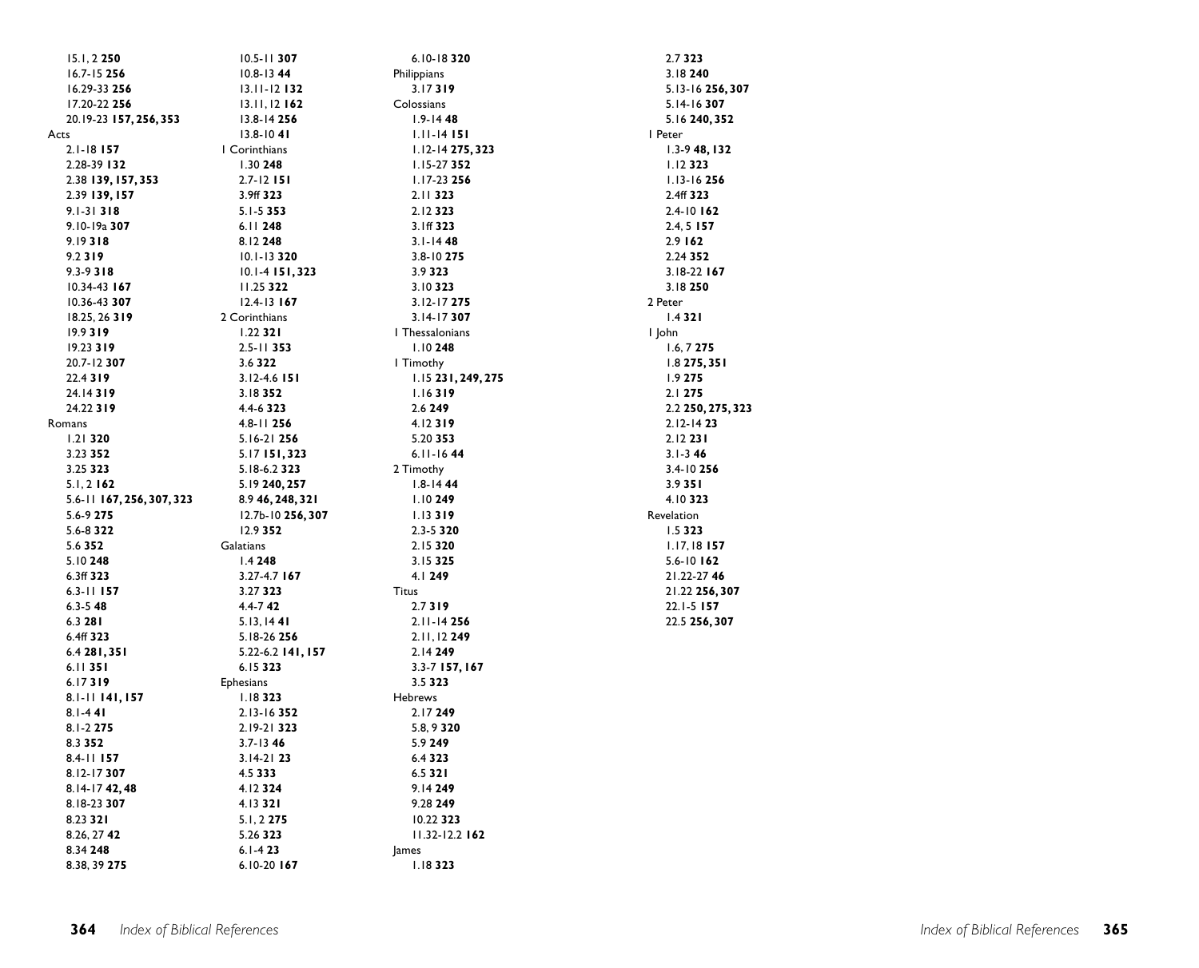15.1, 2 **250**
16.7-15 **256**
16.29-33 **256**
17.20-22 **256**
20.19-23 **157, 256, 353**

Acts
2.1-18 **157**
2.28-39 **132**
2.38 **139, 157, 353**
2.39 **139, 157**
9.1-31 **318**
9.10-19a **307**
9.19 **318**
9.2 **319**
9.3-9 **318**
10.34-43 **167**
10.36-43 **307**
18.25, 26 **319**
19.9 **319**
19.23 **319**
20.7-12 **307**
22.4 **319**
24.14 **319**
24.22 **319**

Romans
1.21 **320**
3.23 **352**
3.25 **323**
5.1, 2 **162**
5.6-11 **167, 256, 307, 323**
5.6-9 **275**
5.6-8 **322**
5.6 **352**
5.10 **248**
6.3ff **323**
6.3-11 **157**
6.3-5 **48**
6.3 **281**
6.4ff **323**
6.4 **281, 351**
6.11 **351**
6.17 **319**
8.1-11 **141, 157**
8.1-4 **41**
8.1-2 **275**
8.3 **352**
8.4-11 **157**
8.12-17 **307**
8.14-17 **42, 48**
8.18-23 **307**
8.23 **321**
8.26, 27 **42**
8.34 **248**
8.38, 39 **275**
10.5-11 **307**
10.8-13 **44**
13.11-12 **132**
13.11, 12 **162**
13.8-14 **256**
13.8-10 **41**

1 Corinthians
1.30 **248**
2.7-12 **151**
3.9ff **323**
5.1-5 **353**
6.11 **248**
8.12 **248**
10.1-13 **320**
10.1-4 **151, 323**
11.25 **322**
12.4-13 **167**

2 Corinthians
1.22 **321**
2.5-11 **353**
3.6 **322**
3.12-4.6 **151**
3.18 **352**
4.4-6 **323**
4.8-11 **256**
5.16-21 **256**
5.17 **151, 323**
5.18-6.2 **323**
5.19 **240, 257**
8.9 **46, 248, 321**
12.7b-10 **256, 307**
12.9 **352**

Galatians
1.4 **248**
3.27-4.7 **167**
3.27 **323**
4.4-7 **42**
5.13, 14 **41**
5.18-26 **256**
5.22-6.2 **141, 157**
6.15 **323**

Ephesians
1.18 **323**
2.13-16 **352**
2.19-21 **323**
3.7-13 **46**
3.14-21 **23**
4.5 **333**
4.12 **324**
4.13 **321**
5.1, 2 **275**
5.26 **323**
6.1-4 **23**
6.10-20 **167**
6.10-18 **320**

Philippians
3.17 **319**

Colossians
1.9-14 **48**
1.11-14 **151**
1.12-14 **275, 323**
1.15-27 **352**
1.17-23 **256**
2.11 **323**
2.12 **323**
3.1ff **323**
3.1-14 **48**
3.8-10 **275**
3.9 **323**
3.10 **323**
3.12-17 **275**
3.14-17 **307**

1 Thessalonians
1.10 **248**

1 Timothy
1.15 **231, 249, 275**
1.16 **319**
2.6 **249**
4.12 **319**
5.20 **353**
6.11-16 **44**

2 Timothy
1.8-14 **44**
1.10 **249**
1.13 **319**
2.3-5 **320**
2.15 **320**
3.15 **325**
4.1 **249**

Titus
2.7 **319**
2.11-14 **256**
2.11, 12 **249**
2.14 **249**
3.3-7 **157, 167**
3.5 **323**

Hebrews
2.17 **249**
5.8, 9 **320**
5.9 **249**
6.4 **323**
6.5 **321**
9.14 **249**
9.28 **249**
10.22 **323**
11.32-12.2 **162**

James
1.18 **323**
2.7 **323**
3.18 **240**
5.13-16 **256, 307**
5.14-16 **307**
5.16 **240, 352**

1 Peter
1.3-9 **48, 132**
1.12 **323**
1.13-16 **256**
2.4ff **323**
2.4-10 **162**
2.4, 5 **157**
2.9 **162**
2.24 **352**
3.18-22 **167**
3.18 **250**

2 Peter
1.4 **321**

1 John
1.6, 7 **275**
1.8 **275, 351**
1.9 **275**
2.1 **275**
2.2 **250, 275, 323**
2.12-14 **23**
2.12 **231**
3.1-3 **46**
3.4-10 **256**
3.9 **351**
4.10 **323**

Revelation
1.5 **323**
1.17, 18 **157**
5.6-10 **162**
21.22-27 **46**
21.22 **256, 307**
22.1-5 **157**
22.5 **256, 307**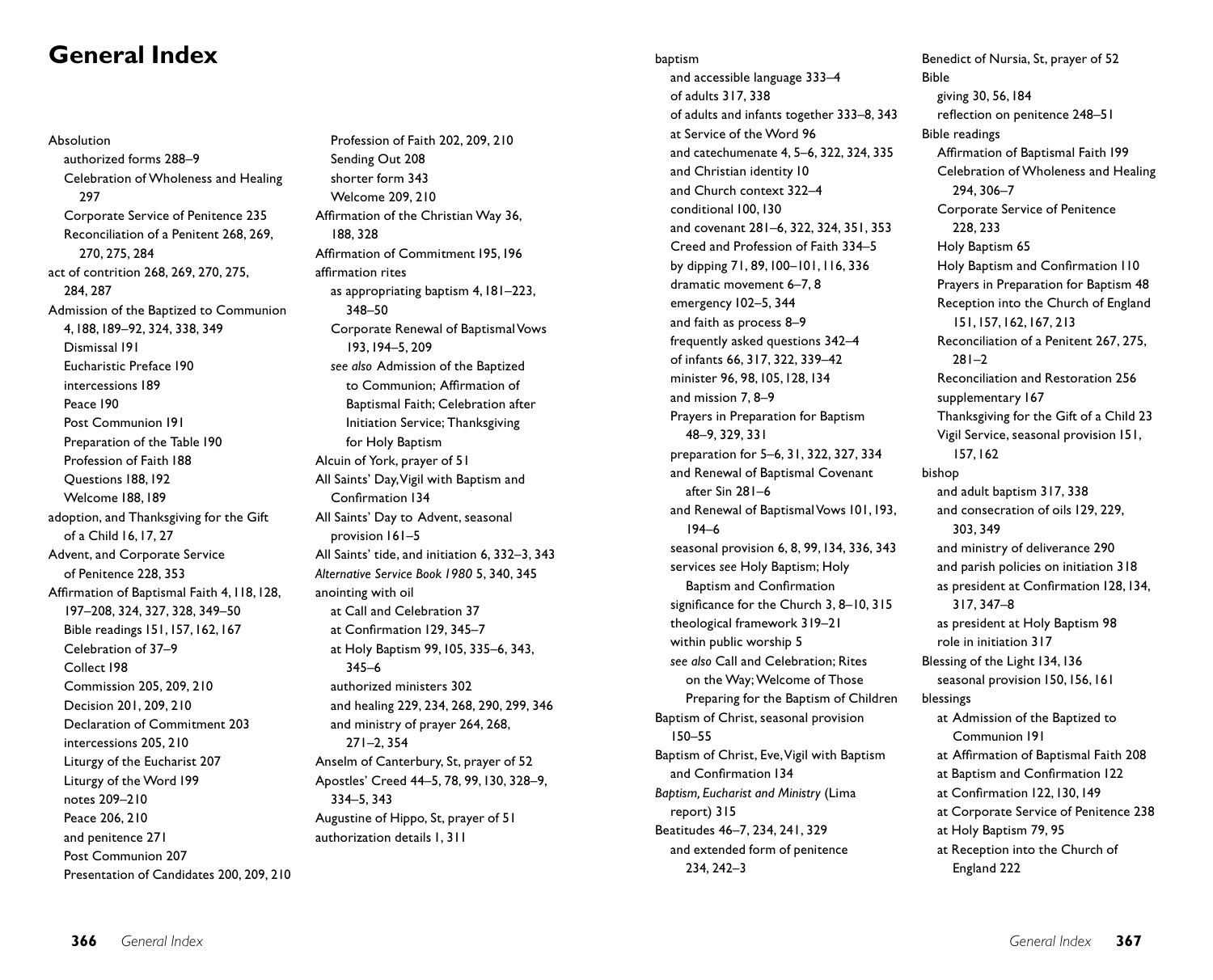# General Index

Absolution
  authorized forms 288–9
  Celebration of Wholeness and Healing 297
  Corporate Service of Penitence 235
  Reconciliation of a Penitent 268, 269, 270, 275, 284
act of contrition 268, 269, 270, 275, 284, 287
Admission of the Baptized to Communion 4, 188, 189–92, 324, 338, 349
  Dismissal 191
  Eucharistic Preface 190
  intercessions 189
  Peace 190
  Post Communion 191
  Preparation of the Table 190
  Profession of Faith 188
  Questions 188, 192
  Welcome 188, 189
adoption, and Thanksgiving for the Gift of a Child 16, 17, 27
Advent, and Corporate Service of Penitence 228, 353
Affirmation of Baptismal Faith 4, 118, 128, 197–208, 324, 327, 328, 349–50
  Bible readings 151, 157, 162, 167
  Celebration of 37–9
  Collect 198
  Commission 205, 209, 210
  Decision 201, 209, 210
  Declaration of Commitment 203
  intercessions 205, 210
  Liturgy of the Eucharist 207
  Liturgy of the Word 199
  notes 209–210
  Peace 206, 210
  and penitence 271
  Post Communion 207
  Presentation of Candidates 200, 209, 210
  Profession of Faith 202, 209, 210
  Sending Out 208
  shorter form 343
  Welcome 209, 210
Affirmation of the Christian Way 36, 188, 328
Affirmation of Commitment 195, 196
affirmation rites
  as appropriating baptism 4, 181–223, 348–50
  Corporate Renewal of Baptismal Vows 193, 194–5, 209
  *see also* Admission of the Baptized to Communion; Affirmation of Baptismal Faith; Celebration after Initiation Service; Thanksgiving for Holy Baptism
Alcuin of York, prayer of 51
All Saints' Day, Vigil with Baptism and Confirmation 134
All Saints' Day to Advent, seasonal provision 161–5
All Saints' tide, and initiation 6, 332–3, 343
*Alternative Service Book 1980* 5, 340, 345
anointing with oil
  at Call and Celebration 37
  at Confirmation 129, 345–7
  at Holy Baptism 99, 105, 335–6, 343, 345–6
  authorized ministers 302
  and healing 229, 234, 268, 290, 299, 346
  and ministry of prayer 264, 268, 271–2, 354
Anselm of Canterbury, St, prayer of 52
Apostles' Creed 44–5, 78, 99, 130, 328–9, 334–5, 343
Augustine of Hippo, St, prayer of 51
authorization details 1, 311

baptism
  and accessible language 333–4
  of adults 317, 338
  of adults and infants together 333–8, 343
  at Service of the Word 96
  and catechumenate 4, 5–6, 322, 324, 335
  and Christian identity 10
  and Church context 322–4
  conditional 100, 130
  and covenant 281–6, 322, 324, 351, 353
  Creed and Profession of Faith 334–5
  by dipping 71, 89, 100–101, 116, 336
  dramatic movement 6–7, 8
  emergency 102–5, 344
  and faith as process 8–9
  frequently asked questions 342–4
  of infants 66, 317, 322, 339–42
  minister 96, 98, 105, 128, 134
  and mission 7, 8–9
  Prayers in Preparation for Baptism 48–9, 329, 331
  preparation for 5–6, 31, 322, 327, 334
  and Renewal of Baptismal Covenant after Sin 281–6
  and Renewal of Baptismal Vows 101, 193, 194–6
  seasonal provision 6, 8, 99, 134, 336, 343
  services *see* Holy Baptism; Holy Baptism and Confirmation
  significance for the Church 3, 8–10, 315
  theological framework 319–21
  within public worship 5
  *see also* Call and Celebration; Rites on the Way; Welcome of Those Preparing for the Baptism of Children
Baptism of Christ, seasonal provision 150–55
Baptism of Christ, Eve, Vigil with Baptism and Confirmation 134
*Baptism, Eucharist and Ministry* (Lima report) 315
Beatitudes 46–7, 234, 241, 329
  and extended form of penitence 234, 242–3

Benedict of Nursia, St, prayer of 52
Bible
  giving 30, 56, 184
  reflection on penitence 248–51
Bible readings
  Affirmation of Baptismal Faith 199
  Celebration of Wholeness and Healing 294, 306–7
  Corporate Service of Penitence 228, 233
  Holy Baptism 65
  Holy Baptism and Confirmation 110
  Prayers in Preparation for Baptism 48
  Reception into the Church of England 151, 157, 162, 167, 213
  Reconciliation of a Penitent 267, 275, 281–2
  Reconciliation and Restoration 256
  supplementary 167
  Thanksgiving for the Gift of a Child 23
  Vigil Service, seasonal provision 151, 157, 162
bishop
  and adult baptism 317, 338
  and consecration of oils 129, 229, 303, 349
  and ministry of deliverance 290
  and parish policies on initiation 318
  as president at Confirmation 128, 134, 317, 347–8
  as president at Holy Baptism 98
  role in initiation 317
Blessing of the Light 134, 136
  seasonal provision 150, 156, 161
blessings
  at Admission of the Baptized to Communion 191
  at Affirmation of Baptismal Faith 208
  at Baptism and Confirmation 122
  at Confirmation 122, 130, 149
  at Corporate Service of Penitence 238
  at Holy Baptism 79, 95
  at Reception into the Church of England 222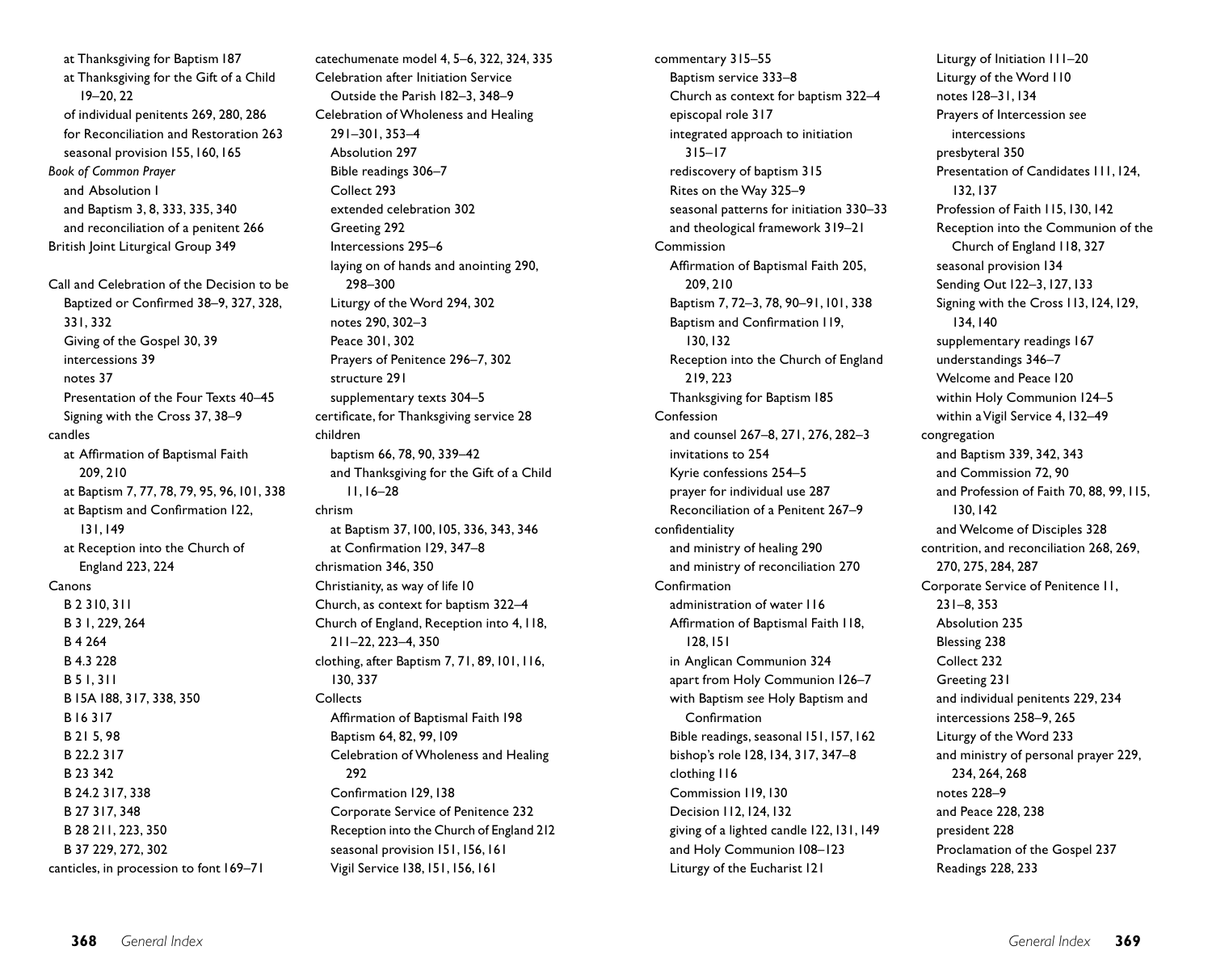at Thanksgiving for Baptism 187
at Thanksgiving for the Gift of a Child 19–20, 22
of individual penitents 269, 280, 286
for Reconciliation and Restoration 263
seasonal provision 155, 160, 165

*Book of Common Prayer*
and Absolution 1
and Baptism 3, 8, 333, 335, 340
and reconciliation of a penitent 266

British Joint Liturgical Group 349

Call and Celebration of the Decision to be Baptized or Confirmed 38–9, 327, 328, 331, 332
Giving of the Gospel 30, 39
intercessions 39
notes 37
Presentation of the Four Texts 40–45
Signing with the Cross 37, 38–9

candles
at Affirmation of Baptismal Faith 209, 210
at Baptism 7, 77, 78, 79, 95, 96, 101, 338
at Baptism and Confirmation 122, 131, 149
at Reception into the Church of England 223, 224

Canons
B 2 310, 311
B 3 1, 229, 264
B 4 264
B 4.3 228
B 5 1, 311
B 15A 188, 317, 338, 350
B 16 317
B 21 5, 98
B 22.2 317
B 23 342
B 24.2 317, 338
B 27 317, 348
B 28 211, 223, 350
B 37 229, 272, 302

canticles, in procession to font 169–71

catechumenate model 4, 5–6, 322, 324, 335

Celebration after Initiation Service Outside the Parish 182–3, 348–9

Celebration of Wholeness and Healing 291–301, 353–4
Absolution 297
Bible readings 306–7
Collect 293
extended celebration 302
Greeting 292
Intercessions 295–6
laying on of hands and anointing 290, 298–300
Liturgy of the Word 294, 302
notes 290, 302–3
Peace 301, 302
Prayers of Penitence 296–7, 302
structure 291
supplementary texts 304–5

certificate, for Thanksgiving service 28

children
baptism 66, 78, 90, 339–42
and Thanksgiving for the Gift of a Child 11, 16–28

chrism
at Baptism 37, 100, 105, 336, 343, 346
at Confirmation 129, 347–8

chrismation 346, 350

Christianity, as way of life 10

Church, as context for baptism 322–4

Church of England, Reception into 4, 118, 211–22, 223–4, 350

clothing, after Baptism 7, 71, 89, 101, 116, 130, 337

Collects
Affirmation of Baptismal Faith 198
Baptism 64, 82, 99, 109
Celebration of Wholeness and Healing 292
Confirmation 129, 138
Corporate Service of Penitence 232
Reception into the Church of England 212
seasonal provision 151, 156, 161
Vigil Service 138, 151, 156, 161

commentary 315–55
Baptism service 333–8
Church as context for baptism 322–4
episcopal role 317
integrated approach to initiation 315–17
rediscovery of baptism 315
Rites on the Way 325–9
seasonal patterns for initiation 330–33
and theological framework 319–21

Commission
Affirmation of Baptismal Faith 205, 209, 210
Baptism 7, 72–3, 78, 90–91, 101, 338
Baptism and Confirmation 119, 130, 132
Reception into the Church of England 219, 223
Thanksgiving for Baptism 185

Confession
and counsel 267–8, 271, 276, 282–3
invitations to 254
Kyrie confessions 254–5
prayer for individual use 287
Reconciliation of a Penitent 267–9

confidentiality
and ministry of healing 290
and ministry of reconciliation 270

Confirmation
administration of water 116
Affirmation of Baptismal Faith 118, 128, 151
in Anglican Communion 324
apart from Holy Communion 126–7
with Baptism *see* Holy Baptism and Confirmation
Bible readings, seasonal 151, 157, 162
bishop's role 128, 134, 317, 347–8
clothing 116
Commission 119, 130
Decision 112, 124, 132
giving of a lighted candle 122, 131, 149
and Holy Communion 108–123
Liturgy of the Eucharist 121
Liturgy of Initiation 111–20
Liturgy of the Word 110
notes 128–31, 134
Prayers of Intercession *see* intercessions
presbyteral 350
Presentation of Candidates 111, 124, 132, 137
Profession of Faith 115, 130, 142
Reception into the Communion of the Church of England 118, 327
seasonal provision 134
Sending Out 122–3, 127, 133
Signing with the Cross 113, 124, 129, 134, 140
supplementary readings 167
understandings 346–7
Welcome and Peace 120
within Holy Communion 124–5
within a Vigil Service 4, 132–49

congregation
and Baptism 339, 342, 343
and Commission 72, 90
and Profession of Faith 70, 88, 99, 115, 130, 142
and Welcome of Disciples 328

contrition, and reconciliation 268, 269, 270, 275, 284, 287

Corporate Service of Penitence 11, 231–8, 353
Absolution 235
Blessing 238
Collect 232
Greeting 231
and individual penitents 229, 234
intercessions 258–9, 265
Liturgy of the Word 233
and ministry of personal prayer 229, 234, 264, 268
notes 228–9
and Peace 228, 238
president 228
Proclamation of the Gospel 237
Readings 228, 233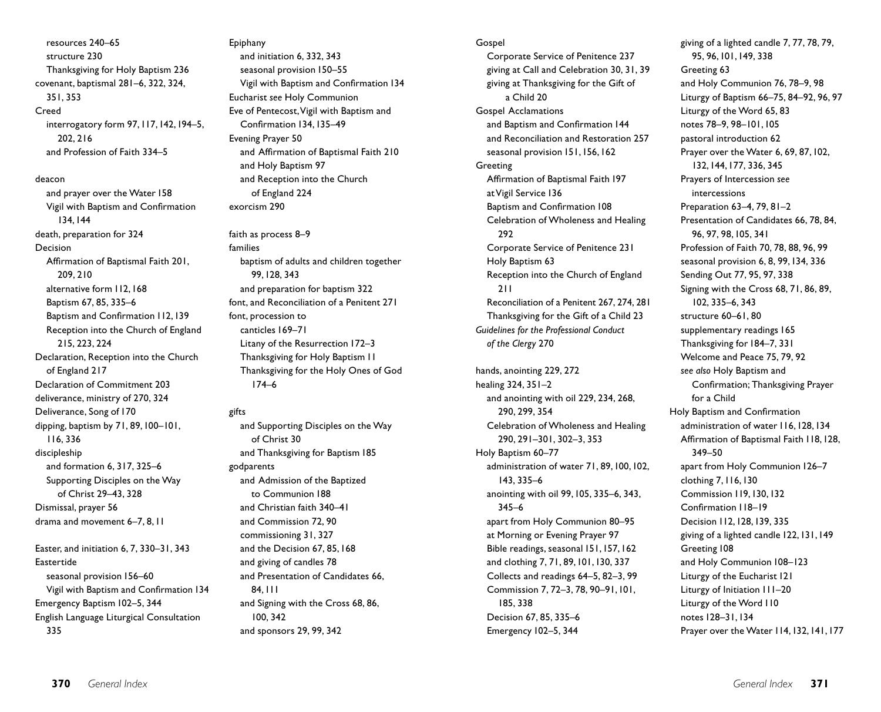resources 240–65
structure 230
Thanksgiving for Holy Baptism 236
covenant, baptismal 281–6, 322, 324, 351, 353
Creed
interrogatory form 97, 117, 142, 194–5, 202, 216
and Profession of Faith 334–5

deacon
and prayer over the Water 158
Vigil with Baptism and Confirmation 134, 144
death, preparation for 324
Decision
Affirmation of Baptismal Faith 201, 209, 210
alternative form 112, 168
Baptism 67, 85, 335–6
Baptism and Confirmation 112, 139
Reception into the Church of England 215, 223, 224
Declaration, Reception into the Church of England 217
Declaration of Commitment 203
deliverance, ministry of 270, 324
Deliverance, Song of 170
dipping, baptism by 71, 89, 100–101, 116, 336
discipleship
and formation 6, 317, 325–6
Supporting Disciples on the Way of Christ 29–43, 328
Dismissal, prayer 56
drama and movement 6–7, 8, 11

Easter, and initiation 6, 7, 330–31, 343
Eastertide
seasonal provision 156–60
Vigil with Baptism and Confirmation 134
Emergency Baptism 102–5, 344
English Language Liturgical Consultation 335

Epiphany
and initiation 6, 332, 343
seasonal provision 150–55
Vigil with Baptism and Confirmation 134
Eucharist *see* Holy Communion
Eve of Pentecost, Vigil with Baptism and Confirmation 134, 135–49
Evening Prayer 50
and Affirmation of Baptismal Faith 210
and Holy Baptism 97
and Reception into the Church of England 224
exorcism 290

faith as process 8–9
families
baptism of adults and children together 99, 128, 343
and preparation for baptism 322
font, and Reconciliation of a Penitent 271
font, procession to
canticles 169–71
Litany of the Resurrection 172–3
Thanksgiving for Holy Baptism 11
Thanksgiving for the Holy Ones of God 174–6

gifts
and Supporting Disciples on the Way of Christ 30
and Thanksgiving for Baptism 185
godparents
and Admission of the Baptized to Communion 188
and Christian faith 340–41
and Commission 72, 90
commissioning 31, 327
and the Decision 67, 85, 168
and giving of candles 78
and Presentation of Candidates 66, 84, 111
and Signing with the Cross 68, 86, 100, 342
and sponsors 29, 99, 342

Gospel
Corporate Service of Penitence 237
giving at Call and Celebration 30, 31, 39
giving at Thanksgiving for the Gift of a Child 20
Gospel Acclamations
and Baptism and Confirmation 144
and Reconciliation and Restoration 257
seasonal provision 151, 156, 162
Greeting
Affirmation of Baptismal Faith 197
at Vigil Service 136
Baptism and Confirmation 108
Celebration of Wholeness and Healing 292
Corporate Service of Penitence 231
Holy Baptism 63
Reception into the Church of England 211
Reconciliation of a Penitent 267, 274, 281
Thanksgiving for the Gift of a Child 23
*Guidelines for the Professional Conduct of the Clergy* 270

hands, anointing 229, 272
healing 324, 351–2
and anointing with oil 229, 234, 268, 290, 299, 354
Celebration of Wholeness and Healing 290, 291–301, 302–3, 353
Holy Baptism 60–77
administration of water 71, 89, 100, 102, 143, 335–6
anointing with oil 99, 105, 335–6, 343, 345–6
apart from Holy Communion 80–95
at Morning or Evening Prayer 97
Bible readings, seasonal 151, 157, 162
and clothing 7, 71, 89, 101, 130, 337
Collects and readings 64–5, 82–3, 99
Commission 7, 72–3, 78, 90–91, 101, 185, 338
Decision 67, 85, 335–6
Emergency 102–5, 344

giving of a lighted candle 7, 77, 78, 79, 95, 96, 101, 149, 338
Greeting 63
and Holy Communion 76, 78–9, 98
Liturgy of Baptism 66–75, 84–92, 96, 97
Liturgy of the Word 65, 83
notes 78–9, 98–101, 105
pastoral introduction 62
Prayer over the Water 6, 69, 87, 102, 132, 144, 177, 336, 345
Prayers of Intercession *see* intercessions
Preparation 63–4, 79, 81–2
Presentation of Candidates 66, 78, 84, 96, 97, 98, 105, 341
Profession of Faith 70, 78, 88, 96, 99
seasonal provision 6, 8, 99, 134, 336
Sending Out 77, 95, 97, 338
Signing with the Cross 68, 71, 86, 89, 102, 335–6, 343
structure 60–61, 80
supplementary readings 165
Thanksgiving for 184–7, 331
Welcome and Peace 75, 79, 92
*see also* Holy Baptism and Confirmation; Thanksgiving Prayer for a Child
Holy Baptism and Confirmation
administration of water 116, 128, 134
Affirmation of Baptismal Faith 118, 128, 349–50
apart from Holy Communion 126–7
clothing 7, 116, 130
Commission 119, 130, 132
Confirmation 118–19
Decision 112, 128, 139, 335
giving of a lighted candle 122, 131, 149
Greeting 108
and Holy Communion 108–123
Liturgy of the Eucharist 121
Liturgy of Initiation 111–20
Liturgy of the Word 110
notes 128–31, 134
Prayer over the Water 114, 132, 141, 177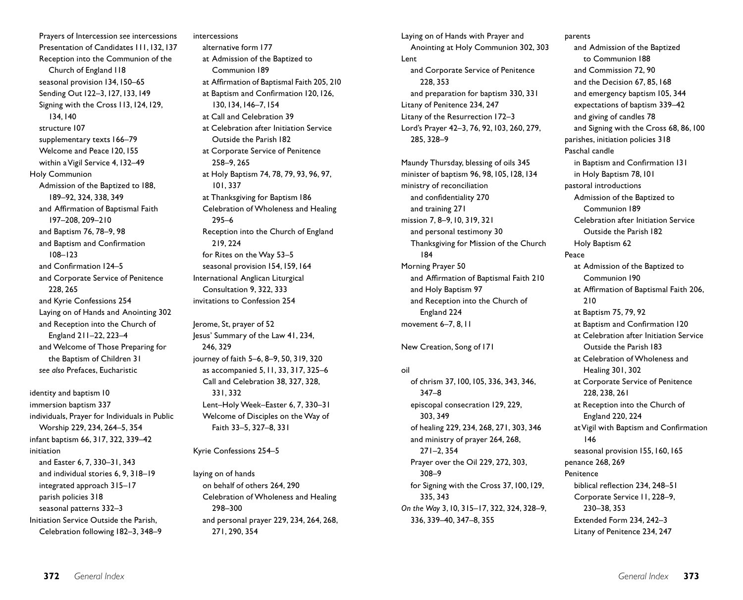Prayers of Intercession *see* intercessions
Presentation of Candidates 111, 132, 137
Reception into the Communion of the Church of England 118
seasonal provision 134, 150–65
Sending Out 122–3, 127, 133, 149
Signing with the Cross 113, 124, 129, 134, 140
structure 107
supplementary texts 166–79
Welcome and Peace 120, 155
within a Vigil Service 4, 132–49

Holy Communion
Admission of the Baptized to 188, 189–92, 324, 338, 349
and Affirmation of Baptismal Faith 197–208, 209–210
and Baptism 76, 78–9, 98
and Baptism and Confirmation 108–123
and Confirmation 124–5
and Corporate Service of Penitence 228, 265
and Kyrie Confessions 254
Laying on of Hands and Anointing 302
and Reception into the Church of England 211–22, 223–4
and Welcome of Those Preparing for the Baptism of Children 31
*see also* Prefaces, Eucharistic

identity and baptism 10
immersion baptism 337
individuals, Prayer for Individuals in Public Worship 229, 234, 264–5, 354
infant baptism 66, 317, 322, 339–42
initiation
and Easter 6, 7, 330–31, 343
and individual stories 6, 9, 318–19
integrated approach 315–17
parish policies 318
seasonal patterns 332–3
Initiation Service Outside the Parish, Celebration following 182–3, 348–9

intercessions
alternative form 177
at Admission of the Baptized to Communion 189
at Affirmation of Baptismal Faith 205, 210
at Baptism and Confirmation 120, 126, 130, 134, 146–7, 154
at Call and Celebration 39
at Celebration after Initiation Service Outside the Parish 182
at Corporate Service of Penitence 258–9, 265
at Holy Baptism 74, 78, 79, 93, 96, 97, 101, 337
at Thanksgiving for Baptism 186
Celebration of Wholeness and Healing 295–6
Reception into the Church of England 219, 224
for Rites on the Way 53–5
seasonal provision 154, 159, 164
International Anglican Liturgical Consultation 9, 322, 333
invitations to Confession 254

Jerome, St, prayer of 52
Jesus' Summary of the Law 41, 234, 246, 329
journey of faith 5–6, 8–9, 50, 319, 320
as accompanied 5, 11, 33, 317, 325–6
Call and Celebration 38, 327, 328, 331, 332
Lent–Holy Week–Easter 6, 7, 330–31
Welcome of Disciples on the Way of Faith 33–5, 327–8, 331

Kyrie Confessions 254–5

laying on of hands
on behalf of others 264, 290
Celebration of Wholeness and Healing 298–300
and personal prayer 229, 234, 264, 268, 271, 290, 354

Laying on of Hands with Prayer and Anointing at Holy Communion 302, 303
Lent
and Corporate Service of Penitence 228, 353
and preparation for baptism 330, 331
Litany of Penitence 234, 247
Litany of the Resurrection 172–3
Lord's Prayer 42–3, 76, 92, 103, 260, 279, 285, 328–9

Maundy Thursday, blessing of oils 345
minister of baptism 96, 98, 105, 128, 134
ministry of reconciliation
and confidentiality 270
and training 271
mission 7, 8–9, 10, 319, 321
and personal testimony 30
Thanksgiving for Mission of the Church 184
Morning Prayer 50
and Affirmation of Baptismal Faith 210
and Holy Baptism 97
and Reception into the Church of England 224
movement 6–7, 8, 11

New Creation, Song of 171

oil
of chrism 37, 100, 105, 336, 343, 346, 347–8
episcopal consecration 129, 229, 303, 349
of healing 229, 234, 268, 271, 303, 346
and ministry of prayer 264, 268, 271–2, 354
Prayer over the Oil 229, 272, 303, 308–9
for Signing with the Cross 37, 100, 129, 335, 343
*On the Way* 3, 10, 315–17, 322, 324, 328–9, 336, 339–40, 347–8, 355

parents
and Admission of the Baptized to Communion 188
and Commission 72, 90
and the Decision 67, 85, 168
and emergency baptism 105, 344
expectations of baptism 339–42
and giving of candles 78
and Signing with the Cross 68, 86, 100
parishes, initiation policies 318
Paschal candle
in Baptism and Confirmation 131
in Holy Baptism 78, 101
pastoral introductions
Admission of the Baptized to Communion 189
Celebration after Initiation Service Outside the Parish 182
Holy Baptism 62
Peace
at Admission of the Baptized to Communion 190
at Affirmation of Baptismal Faith 206, 210
at Baptism 75, 79, 92
at Baptism and Confirmation 120
at Celebration after Initiation Service Outside the Parish 183
at Celebration of Wholeness and Healing 301, 302
at Corporate Service of Penitence 228, 238, 261
at Reception into the Church of England 220, 224
at Vigil with Baptism and Confirmation 146
seasonal provision 155, 160, 165
penance 268, 269
Penitence
biblical reflection 234, 248–51
Corporate Service 11, 228–9, 230–38, 353
Extended Form 234, 242–3
Litany of Penitence 234, 247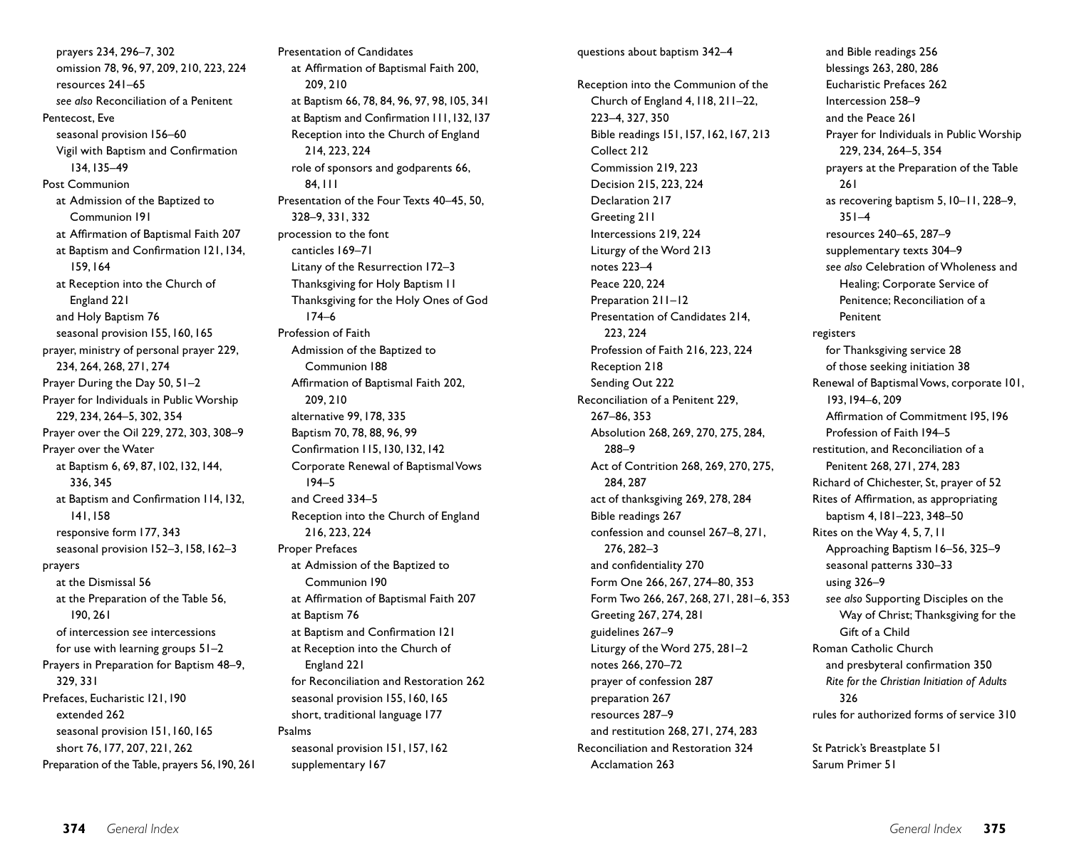prayers 234, 296–7, 302
omission 78, 96, 97, 209, 210, 223, 224
resources 241–65
*see also* Reconciliation of a Penitent
Pentecost, Eve
seasonal provision 156–60
Vigil with Baptism and Confirmation 134, 135–49
Post Communion
at Admission of the Baptized to Communion 191
at Affirmation of Baptismal Faith 207
at Baptism and Confirmation 121, 134, 159, 164
at Reception into the Church of England 221
and Holy Baptism 76
seasonal provision 155, 160, 165
prayer, ministry of personal prayer 229, 234, 264, 268, 271, 274
Prayer During the Day 50, 51–2
Prayer for Individuals in Public Worship 229, 234, 264–5, 302, 354
Prayer over the Oil 229, 272, 303, 308–9
Prayer over the Water
at Baptism 6, 69, 87, 102, 132, 144, 336, 345
at Baptism and Confirmation 114, 132, 141, 158
responsive form 177, 343
seasonal provision 152–3, 158, 162–3
prayers
at the Dismissal 56
at the Preparation of the Table 56, 190, 261
of intercession *see* intercessions
for use with learning groups 51–2
Prayers in Preparation for Baptism 48–9, 329, 331
Prefaces, Eucharistic 121, 190
extended 262
seasonal provision 151, 160, 165
short 76, 177, 207, 221, 262
Preparation of the Table, prayers 56, 190, 261

Presentation of Candidates
at Affirmation of Baptismal Faith 200, 209, 210
at Baptism 66, 78, 84, 96, 97, 98, 105, 341
at Baptism and Confirmation 111, 132, 137
Reception into the Church of England 214, 223, 224
role of sponsors and godparents 66, 84, 111
Presentation of the Four Texts 40–45, 50, 328–9, 331, 332
procession to the font
canticles 169–71
Litany of the Resurrection 172–3
Thanksgiving for Holy Baptism 11
Thanksgiving for the Holy Ones of God 174–6
Profession of Faith
Admission of the Baptized to Communion 188
Affirmation of Baptismal Faith 202, 209, 210
alternative 99, 178, 335
Baptism 70, 78, 88, 96, 99
Confirmation 115, 130, 132, 142
Corporate Renewal of Baptismal Vows 194–5
and Creed 334–5
Reception into the Church of England 216, 223, 224
Proper Prefaces
at Admission of the Baptized to Communion 190
at Affirmation of Baptismal Faith 207
at Baptism 76
at Baptism and Confirmation 121
at Reception into the Church of England 221
for Reconciliation and Restoration 262
seasonal provision 155, 160, 165
short, traditional language 177
Psalms
seasonal provision 151, 157, 162
supplementary 167

questions about baptism 342–4

Reception into the Communion of the Church of England 4, 118, 211–22, 223–4, 327, 350
Bible readings 151, 157, 162, 167, 213
Collect 212
Commission 219, 223
Decision 215, 223, 224
Declaration 217
Greeting 211
Intercessions 219, 224
Liturgy of the Word 213
notes 223–4
Peace 220, 224
Preparation 211–12
Presentation of Candidates 214, 223, 224
Profession of Faith 216, 223, 224
Reception 218
Sending Out 222
Reconciliation of a Penitent 229, 267–86, 353
Absolution 268, 269, 270, 275, 284, 288–9
Act of Contrition 268, 269, 270, 275, 284, 287
act of thanksgiving 269, 278, 284
Bible readings 267
confession and counsel 267–8, 271, 276, 282–3
and confidentiality 270
Form One 266, 267, 274–80, 353
Form Two 266, 267, 268, 271, 281–6, 353
Greeting 267, 274, 281
guidelines 267–9
Liturgy of the Word 275, 281–2
notes 266, 270–72
prayer of confession 287
preparation 267
resources 287–9
and restitution 268, 271, 274, 283
Reconciliation and Restoration 324
Acclamation 263

and Bible readings 256
blessings 263, 280, 286
Eucharistic Prefaces 262
Intercession 258–9
and the Peace 261
Prayer for Individuals in Public Worship 229, 234, 264–5, 354
prayers at the Preparation of the Table 261
as recovering baptism 5, 10–11, 228–9, 351–4
resources 240–65, 287–9
supplementary texts 304–9
*see also* Celebration of Wholeness and Healing; Corporate Service of Penitence; Reconciliation of a Penitent
registers
for Thanksgiving service 28
of those seeking initiation 38
Renewal of Baptismal Vows, corporate 101, 193, 194–6, 209
Affirmation of Commitment 195, 196
Profession of Faith 194–5
restitution, and Reconciliation of a Penitent 268, 271, 274, 283
Richard of Chichester, St, prayer of 52
Rites of Affirmation, as appropriating baptism 4, 181–223, 348–50
Rites on the Way 4, 5, 7, 11
Approaching Baptism 16–56, 325–9
seasonal patterns 330–33
using 326–9
*see also* Supporting Disciples on the Way of Christ; Thanksgiving for the Gift of a Child
Roman Catholic Church
and presbyteral confirmation 350
*Rite for the Christian Initiation of Adults* 326
rules for authorized forms of service 310

St Patrick's Breastplate 51
Sarum Primer 51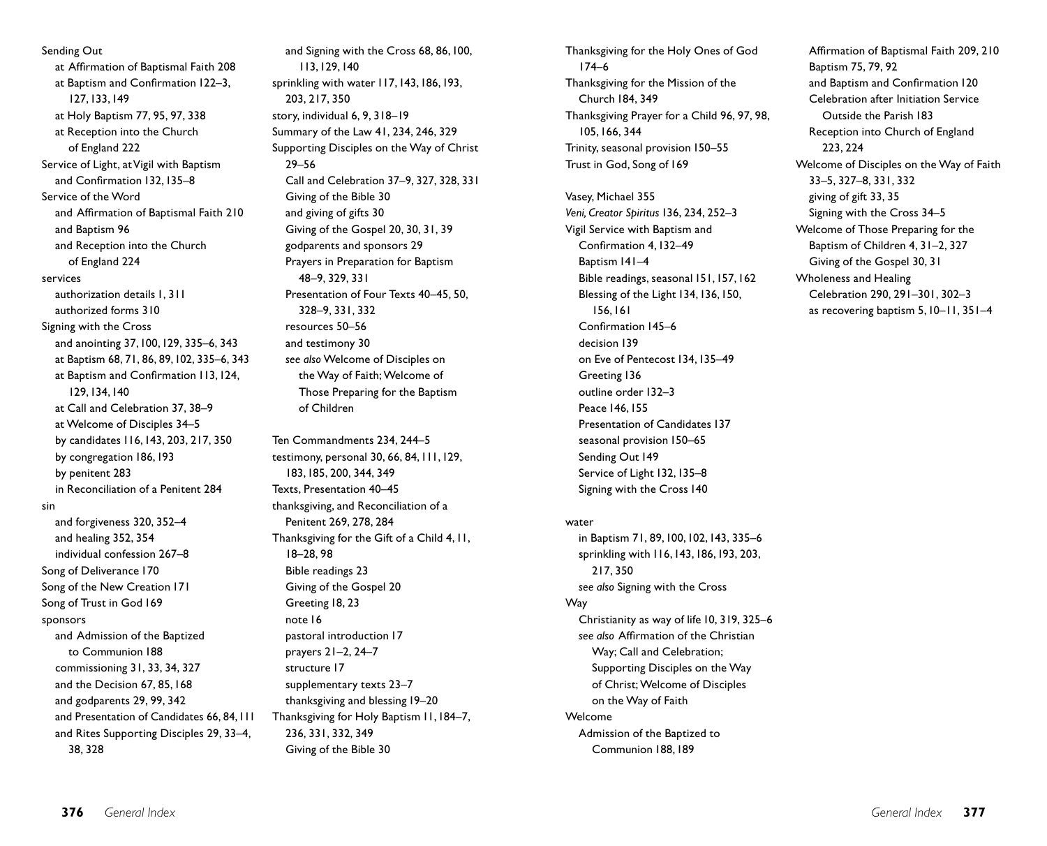Sending Out
- at Affirmation of Baptismal Faith 208
- at Baptism and Confirmation 122–3, 127, 133, 149
- at Holy Baptism 77, 95, 97, 338
- at Reception into the Church of England 222

Service of Light, at Vigil with Baptism and Confirmation 132, 135–8

Service of the Word
- and Affirmation of Baptismal Faith 210
- and Baptism 96
- and Reception into the Church of England 224

services
- authorization details 1, 311
- authorized forms 310

Signing with the Cross
- and anointing 37, 100, 129, 335–6, 343
- at Baptism 68, 71, 86, 89, 102, 335–6, 343
- at Baptism and Confirmation 113, 124, 129, 134, 140
- at Call and Celebration 37, 38–9
- at Welcome of Disciples 34–5
- by candidates 116, 143, 203, 217, 350
- by congregation 186, 193
- by penitent 283
- in Reconciliation of a Penitent 284

sin
- and forgiveness 320, 352–4
- and healing 352, 354
- individual confession 267–8

Song of Deliverance 170

Song of the New Creation 171

Song of Trust in God 169

sponsors
- and Admission of the Baptized to Communion 188
- commissioning 31, 33, 34, 327
- and the Decision 67, 85, 168
- and godparents 29, 99, 342
- and Presentation of Candidates 66, 84, 111
- and Rites Supporting Disciples 29, 33–4, 38, 328
- and Signing with the Cross 68, 86, 100, 113, 129, 140

sprinkling with water 117, 143, 186, 193, 203, 217, 350

story, individual 6, 9, 318–19

Summary of the Law 41, 234, 246, 329

Supporting Disciples on the Way of Christ 29–56
- Call and Celebration 37–9, 327, 328, 331
- Giving of the Bible 30
- and giving of gifts 30
- Giving of the Gospel 20, 30, 31, 39
- godparents and sponsors 29
- Prayers in Preparation for Baptism 48–9, 329, 331
- Presentation of Four Texts 40–45, 50, 328–9, 331, 332
- resources 50–56
- and testimony 30
- *see also* Welcome of Disciples on the Way of Faith; Welcome of Those Preparing for the Baptism of Children

Ten Commandments 234, 244–5

testimony, personal 30, 66, 84, 111, 129, 183, 185, 200, 344, 349

Texts, Presentation 40–45

thanksgiving, and Reconciliation of a Penitent 269, 278, 284

Thanksgiving for the Gift of a Child 4, 11, 18–28, 98
- Bible readings 23
- Giving of the Gospel 20
- Greeting 18, 23
- note 16
- pastoral introduction 17
- prayers 21–2, 24–7
- structure 17
- supplementary texts 23–7
- thanksgiving and blessing 19–20

Thanksgiving for Holy Baptism 11, 184–7, 236, 331, 332, 349
- Giving of the Bible 30

Thanksgiving for the Holy Ones of God 174–6

Thanksgiving for the Mission of the Church 184, 349

Thanksgiving Prayer for a Child 96, 97, 98, 105, 166, 344

Trinity, seasonal provision 150–55

Trust in God, Song of 169

Vasey, Michael 355

*Veni, Creator Spiritus* 136, 234, 252–3

Vigil Service with Baptism and Confirmation 4, 132–49
- Baptism 141–4
- Bible readings, seasonal 151, 157, 162
- Blessing of the Light 134, 136, 150, 156, 161
- Confirmation 145–6
- decision 139
- on Eve of Pentecost 134, 135–49
- Greeting 136
- outline order 132–3
- Peace 146, 155
- Presentation of Candidates 137
- seasonal provision 150–65
- Sending Out 149
- Service of Light 132, 135–8
- Signing with the Cross 140

water
- in Baptism 71, 89, 100, 102, 143, 335–6
- sprinkling with 116, 143, 186, 193, 203, 217, 350
- *see also* Signing with the Cross

Way
- Christianity as way of life 10, 319, 325–6
- *see also* Affirmation of the Christian Way; Call and Celebration; Supporting Disciples on the Way of Christ; Welcome of Disciples on the Way of Faith

Welcome
- Admission of the Baptized to Communion 188, 189
- Affirmation of Baptismal Faith 209, 210
- Baptism 75, 79, 92
- and Baptism and Confirmation 120
- Celebration after Initiation Service Outside the Parish 183
- Reception into Church of England 223, 224

Welcome of Disciples on the Way of Faith 33–5, 327–8, 331, 332
- giving of gift 33, 35
- Signing with the Cross 34–5

Welcome of Those Preparing for the Baptism of Children 4, 31–2, 327
- Giving of the Gospel 30, 31

Wholeness and Healing
- Celebration 290, 291–301, 302–3
- as recovering baptism 5, 10–11, 351–4